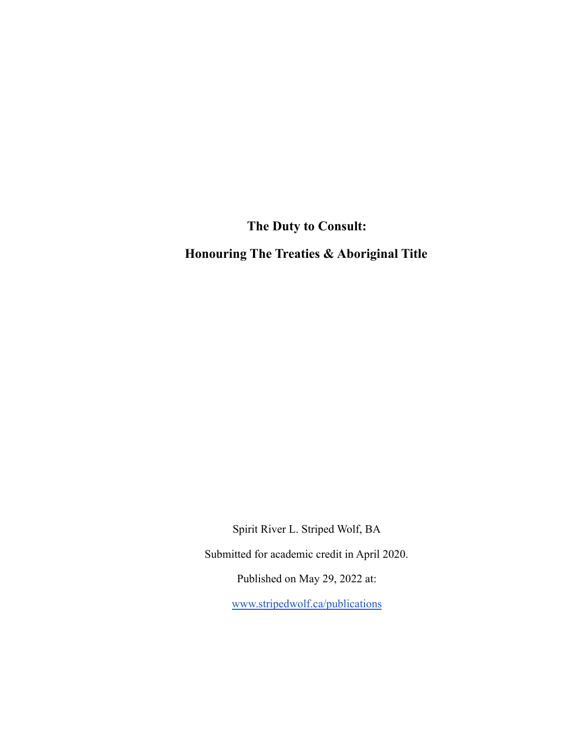# The Duty to Consult:

# Honouring The Treaties & Aboriginal Title

Spirit River L. Striped Wolf, BA

Submitted for academic credit in April 2020.

Published on May 29, 2022 at:

[www.stripedwolf.ca/publications](http://www.stripedwolf.ca/publications)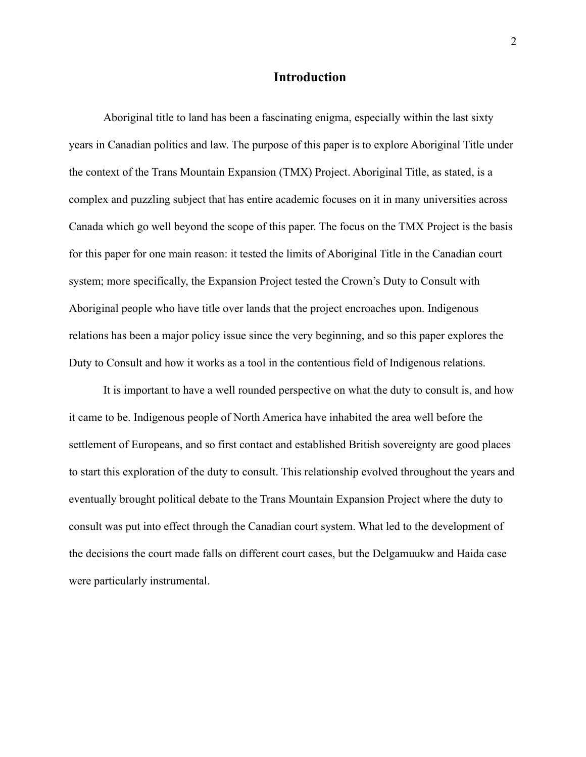## Introduction

Aboriginal title to land has been a fascinating enigma, especially within the last sixty years in Canadian politics and law. The purpose of this paper is to explore Aboriginal Title under the context of the Trans Mountain Expansion (TMX) Project. Aboriginal Title, as stated, is a complex and puzzling subject that has entire academic focuses on it in many universities across Canada which go well beyond the scope of this paper. The focus on the TMX Project is the basis for this paper for one main reason: it tested the limits of Aboriginal Title in the Canadian court system; more specifically, the Expansion Project tested the Crown's Duty to Consult with Aboriginal people who have title over lands that the project encroaches upon. Indigenous relations has been a major policy issue since the very beginning, and so this paper explores the Duty to Consult and how it works as a tool in the contentious field of Indigenous relations.

It is important to have a well rounded perspective on what the duty to consult is, and how it came to be. Indigenous people of North America have inhabited the area well before the settlement of Europeans, and so first contact and established British sovereignty are good places to start this exploration of the duty to consult. This relationship evolved throughout the years and eventually brought political debate to the Trans Mountain Expansion Project where the duty to consult was put into effect through the Canadian court system. What led to the development of the decisions the court made falls on different court cases, but the Delgamuukw and Haida case were particularly instrumental.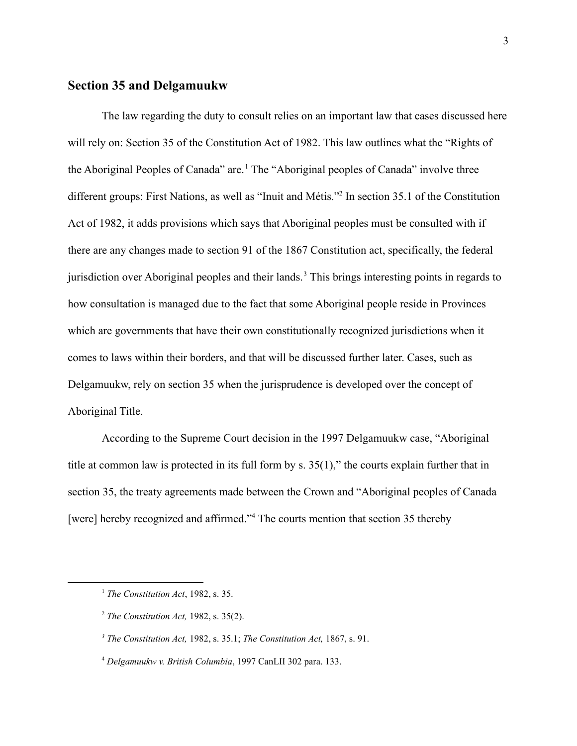## Section 35 and Delgamuukw

The law regarding the duty to consult relies on an important law that cases discussed here will rely on: Section 35 of the Constitution Act of 1982. This law outlines what the “Rights of the Aboriginal Peoples of Canada” are.[1] The “Aboriginal peoples of Canada” involve three different groups: First Nations, as well as “Inuit and Métis.”[2] In section 35.1 of the Constitution Act of 1982, it adds provisions which says that Aboriginal peoples must be consulted with if there are any changes made to section 91 of the 1867 Constitution act, specifically, the federal jurisdiction over Aboriginal peoples and their lands.[3] This brings interesting points in regards to how consultation is managed due to the fact that some Aboriginal people reside in Provinces which are governments that have their own constitutionally recognized jurisdictions when it comes to laws within their borders, and that will be discussed further later. Cases, such as Delgamuukw, rely on section 35 when the jurisprudence is developed over the concept of Aboriginal Title.

According to the Supreme Court decision in the 1997 Delgamuukw case, “Aboriginal title at common law is protected in its full form by s. 35(1),” the courts explain further that in section 35, the treaty agreements made between the Crown and “Aboriginal peoples of Canada [were] hereby recognized and affirmed.”[4] The courts mention that section 35 thereby

---

[1] *The Constitution Act*, 1982, s. 35.

[2] *The Constitution Act,* 1982, s. 35(2).

[3] *The Constitution Act,* 1982, s. 35.1; *The Constitution Act,* 1867, s. 91.

[4] *Delgamuukw v. British Columbia*, 1997 CanLII 302 para. 133.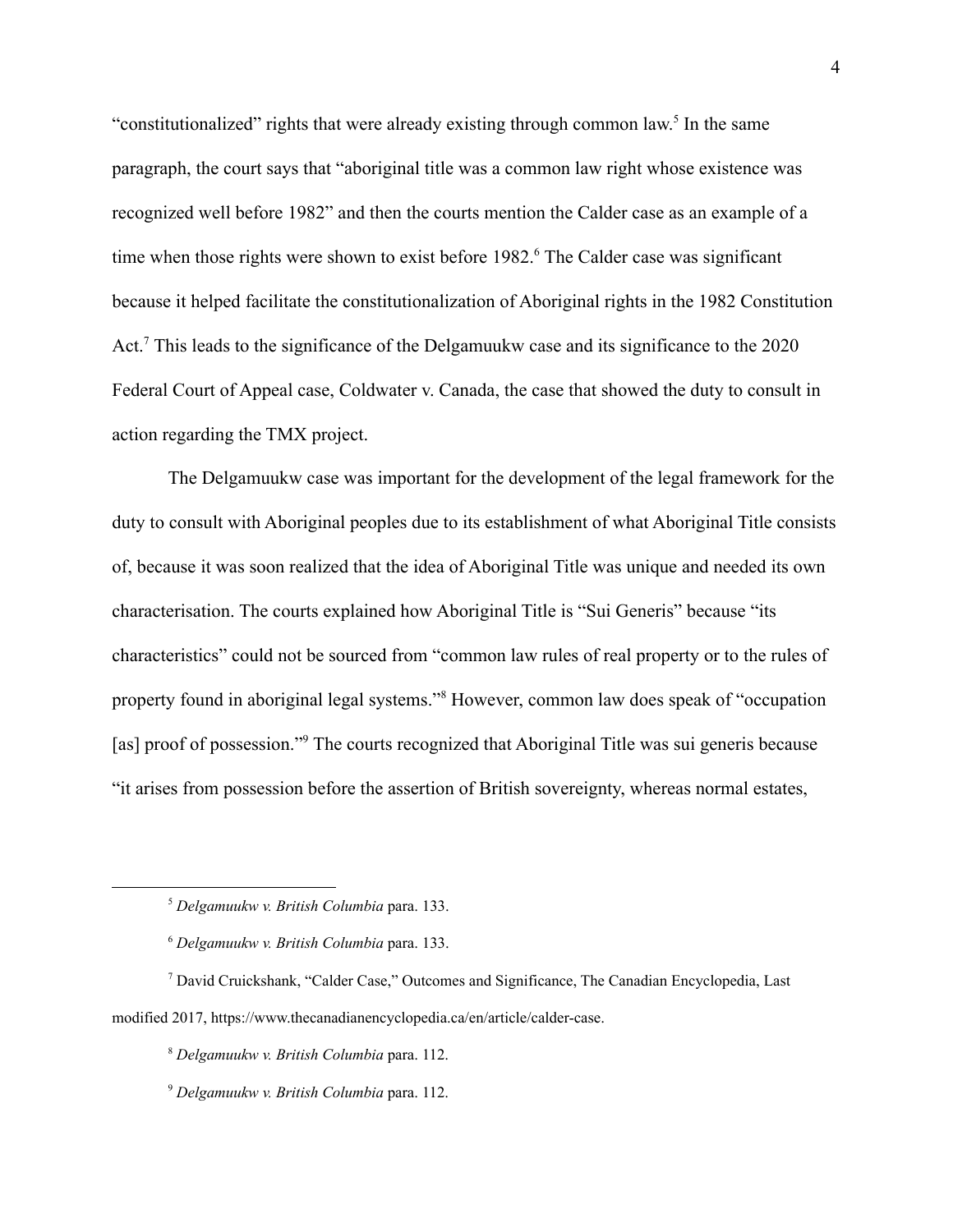“constitutionalized” rights that were already existing through common law.[5] In the same paragraph, the court says that “aboriginal title was a common law right whose existence was recognized well before 1982” and then the courts mention the Calder case as an example of a time when those rights were shown to exist before 1982.[6] The Calder case was significant because it helped facilitate the constitutionalization of Aboriginal rights in the 1982 Constitution Act.[7] This leads to the significance of the Delgamuukw case and its significance to the 2020 Federal Court of Appeal case, Coldwater v. Canada, the case that showed the duty to consult in action regarding the TMX project.

The Delgamuukw case was important for the development of the legal framework for the duty to consult with Aboriginal peoples due to its establishment of what Aboriginal Title consists of, because it was soon realized that the idea of Aboriginal Title was unique and needed its own characterisation. The courts explained how Aboriginal Title is “Sui Generis” because “its characteristics” could not be sourced from “common law rules of real property or to the rules of property found in aboriginal legal systems.”[8] However, common law does speak of “occupation [as] proof of possession.”[9] The courts recognized that Aboriginal Title was sui generis because “it arises from possession before the assertion of British sovereignty, whereas normal estates,

---

[5] *Delgamuukw v. British Columbia* para. 133.

[6] *Delgamuukw v. British Columbia* para. 133.

[7] David Cruickshank, “Calder Case,” Outcomes and Significance, The Canadian Encyclopedia, Last modified 2017, https://www.thecanadianencyclopedia.ca/en/article/calder-case.

[8] *Delgamuukw v. British Columbia* para. 112.

[9] *Delgamuukw v. British Columbia* para. 112.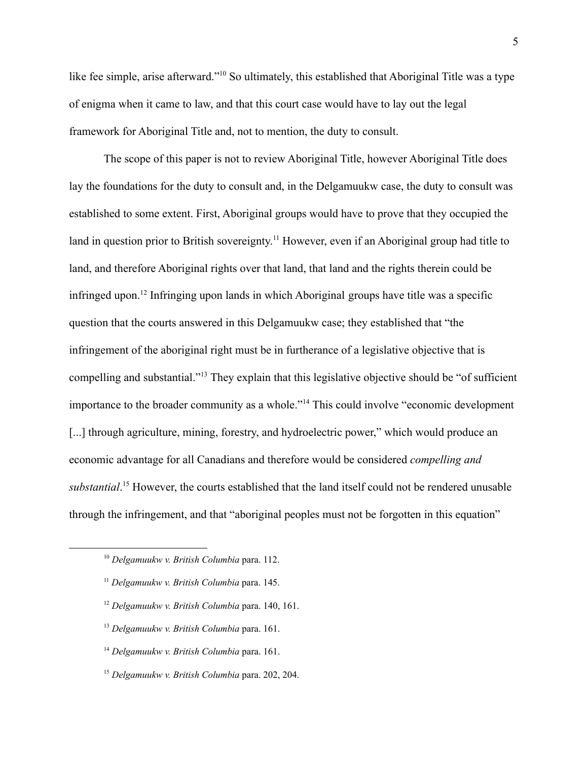like fee simple, arise afterward."[10] So ultimately, this established that Aboriginal Title was a type of enigma when it came to law, and that this court case would have to lay out the legal framework for Aboriginal Title and, not to mention, the duty to consult.

The scope of this paper is not to review Aboriginal Title, however Aboriginal Title does lay the foundations for the duty to consult and, in the Delgamuukw case, the duty to consult was established to some extent. First, Aboriginal groups would have to prove that they occupied the land in question prior to British sovereignty.[11] However, even if an Aboriginal group had title to land, and therefore Aboriginal rights over that land, that land and the rights therein could be infringed upon.[12] Infringing upon lands in which Aboriginal groups have title was a specific question that the courts answered in this Delgamuukw case; they established that "the infringement of the aboriginal right must be in furtherance of a legislative objective that is compelling and substantial."[13] They explain that this legislative objective should be "of sufficient importance to the broader community as a whole."[14] This could involve "economic development [...] through agriculture, mining, forestry, and hydroelectric power," which would produce an economic advantage for all Canadians and therefore would be considered *compelling and substantial*.[15] However, the courts established that the land itself could not be rendered unusable through the infringement, and that "aboriginal peoples must not be forgotten in this equation"

---

[10] *Delgamuukw v. British Columbia* para. 112.

[11] *Delgamuukw v. British Columbia* para. 145.

[12] *Delgamuukw v. British Columbia* para. 140, 161.

[13] *Delgamuukw v. British Columbia* para. 161.

[14] *Delgamuukw v. British Columbia* para. 161.

[15] *Delgamuukw v. British Columbia* para. 202, 204.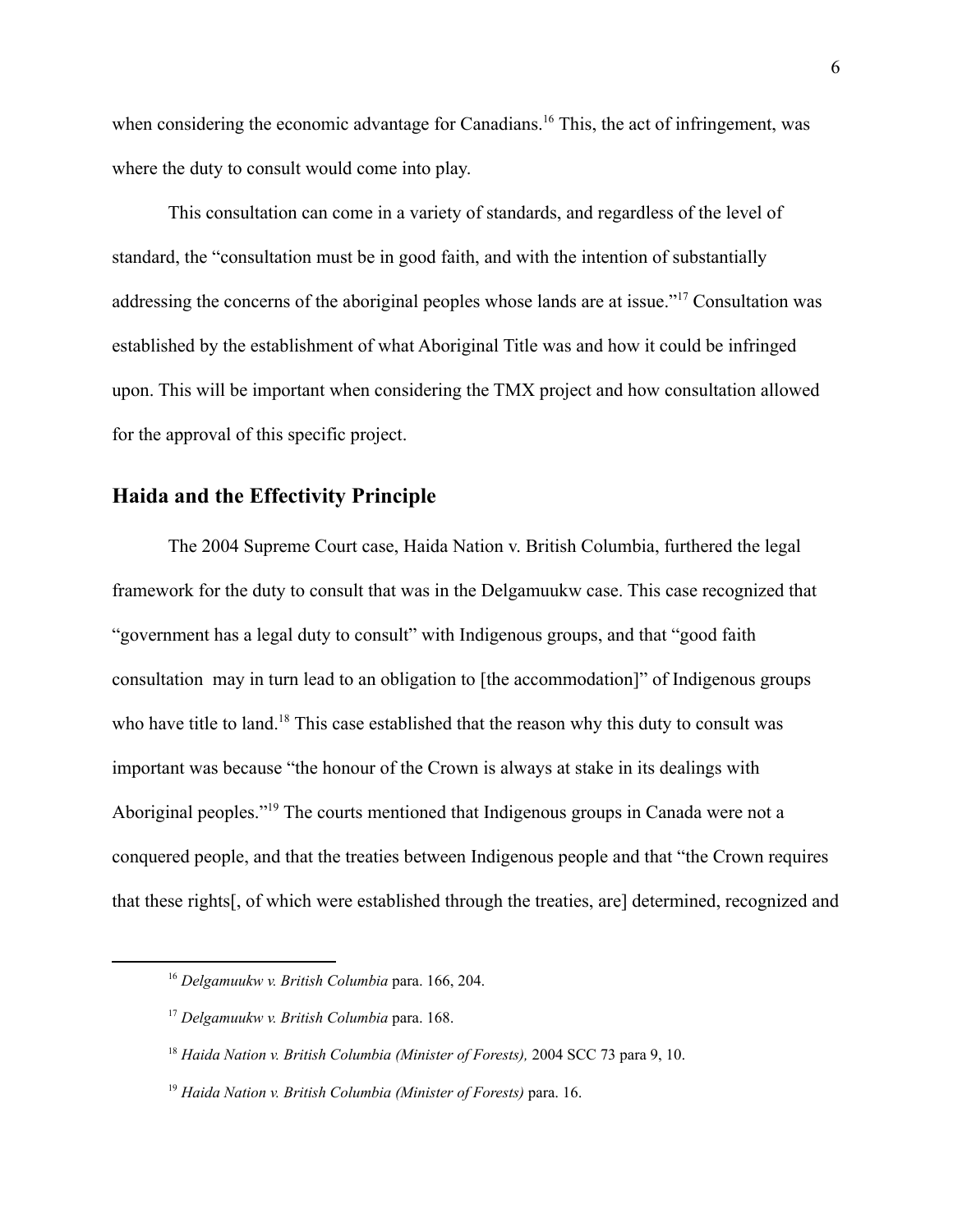when considering the economic advantage for Canadians.[16] This, the act of infringement, was where the duty to consult would come into play.

This consultation can come in a variety of standards, and regardless of the level of standard, the "consultation must be in good faith, and with the intention of substantially addressing the concerns of the aboriginal peoples whose lands are at issue."[17] Consultation was established by the establishment of what Aboriginal Title was and how it could be infringed upon. This will be important when considering the TMX project and how consultation allowed for the approval of this specific project.

## Haida and the Effectivity Principle

The 2004 Supreme Court case, Haida Nation v. British Columbia, furthered the legal framework for the duty to consult that was in the Delgamuukw case. This case recognized that "government has a legal duty to consult" with Indigenous groups, and that "good faith consultation may in turn lead to an obligation to [the accommodation]" of Indigenous groups who have title to land.[18] This case established that the reason why this duty to consult was important was because "the honour of the Crown is always at stake in its dealings with Aboriginal peoples."[19] The courts mentioned that Indigenous groups in Canada were not a conquered people, and that the treaties between Indigenous people and that "the Crown requires that these rights[, of which were established through the treaties, are] determined, recognized and

---

[16] *Delgamuukw v. British Columbia* para. 166, 204.

[17] *Delgamuukw v. British Columbia* para. 168.

[18] *Haida Nation v. British Columbia (Minister of Forests),* 2004 SCC 73 para 9, 10.

[19] *Haida Nation v. British Columbia (Minister of Forests)* para. 16.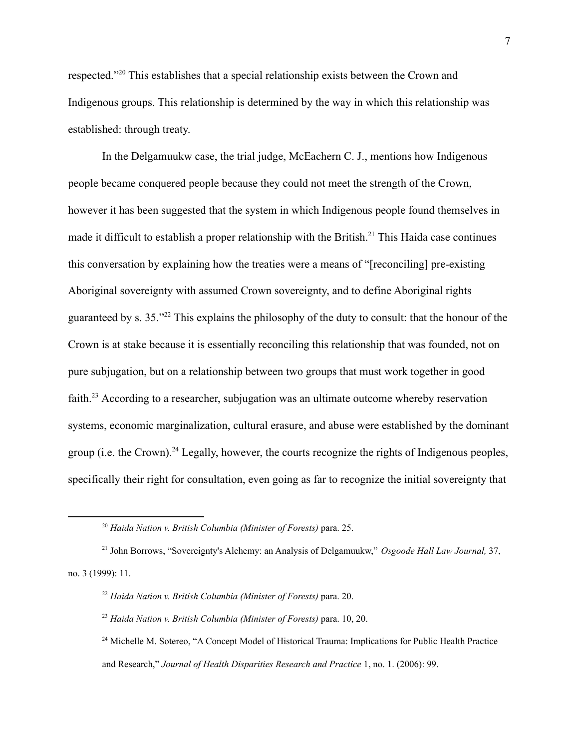respected."[20] This establishes that a special relationship exists between the Crown and Indigenous groups. This relationship is determined by the way in which this relationship was established: through treaty.

In the Delgamuukw case, the trial judge, McEachern C. J., mentions how Indigenous people became conquered people because they could not meet the strength of the Crown, however it has been suggested that the system in which Indigenous people found themselves in made it difficult to establish a proper relationship with the British.[21] This Haida case continues this conversation by explaining how the treaties were a means of "[reconciling] pre-existing Aboriginal sovereignty with assumed Crown sovereignty, and to define Aboriginal rights guaranteed by s. 35."[22] This explains the philosophy of the duty to consult: that the honour of the Crown is at stake because it is essentially reconciling this relationship that was founded, not on pure subjugation, but on a relationship between two groups that must work together in good faith.[23] According to a researcher, subjugation was an ultimate outcome whereby reservation systems, economic marginalization, cultural erasure, and abuse were established by the dominant group (i.e. the Crown).[24] Legally, however, the courts recognize the rights of Indigenous peoples, specifically their right for consultation, even going as far to recognize the initial sovereignty that

---

[20] *Haida Nation v. British Columbia (Minister of Forests)* para. 25.

[21] John Borrows, "Sovereignty's Alchemy: an Analysis of Delgamuukw," *Osgoode Hall Law Journal,* 37, no. 3 (1999): 11.

[22] *Haida Nation v. British Columbia (Minister of Forests)* para. 20.

[23] *Haida Nation v. British Columbia (Minister of Forests)* para. 10, 20.

[24] Michelle M. Sotereo, "A Concept Model of Historical Trauma: Implications for Public Health Practice and Research," *Journal of Health Disparities Research and Practice* 1, no. 1. (2006): 99.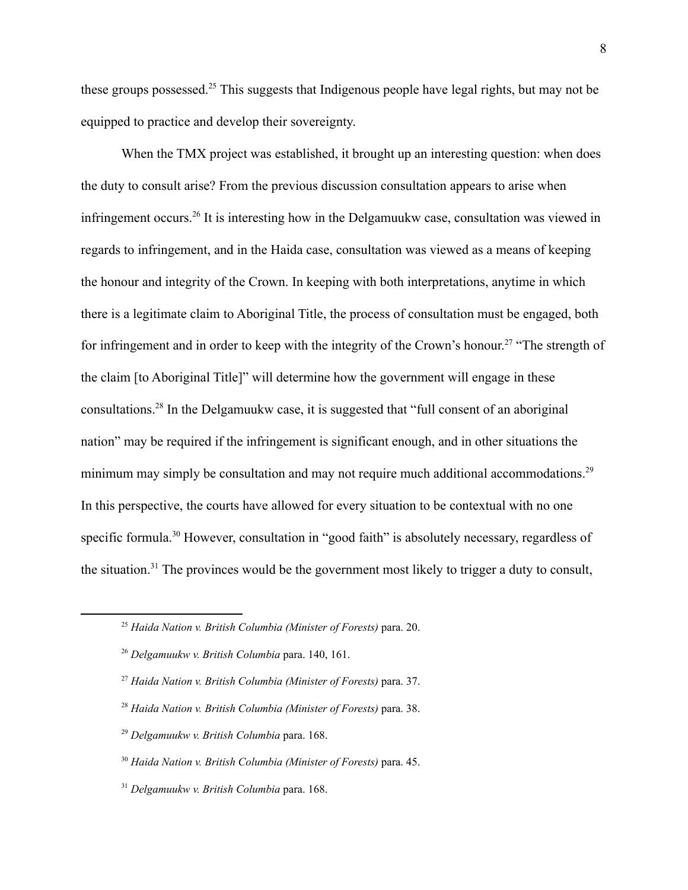these groups possessed.[25] This suggests that Indigenous people have legal rights, but may not be equipped to practice and develop their sovereignty.

When the TMX project was established, it brought up an interesting question: when does the duty to consult arise? From the previous discussion consultation appears to arise when infringement occurs.[26] It is interesting how in the Delgamuukw case, consultation was viewed in regards to infringement, and in the Haida case, consultation was viewed as a means of keeping the honour and integrity of the Crown. In keeping with both interpretations, anytime in which there is a legitimate claim to Aboriginal Title, the process of consultation must be engaged, both for infringement and in order to keep with the integrity of the Crown's honour.[27] "The strength of the claim [to Aboriginal Title]" will determine how the government will engage in these consultations.[28] In the Delgamuukw case, it is suggested that "full consent of an aboriginal nation" may be required if the infringement is significant enough, and in other situations the minimum may simply be consultation and may not require much additional accommodations.[29] In this perspective, the courts have allowed for every situation to be contextual with no one specific formula.[30] However, consultation in "good faith" is absolutely necessary, regardless of the situation.[31] The provinces would be the government most likely to trigger a duty to consult,

---

[25] *Haida Nation v. British Columbia (Minister of Forests)* para. 20.

[26] *Delgamuukw v. British Columbia* para. 140, 161.

[27] *Haida Nation v. British Columbia (Minister of Forests)* para. 37.

[28] *Haida Nation v. British Columbia (Minister of Forests)* para. 38.

[29] *Delgamuukw v. British Columbia* para. 168.

[30] *Haida Nation v. British Columbia (Minister of Forests)* para. 45.

[31] *Delgamuukw v. British Columbia* para. 168.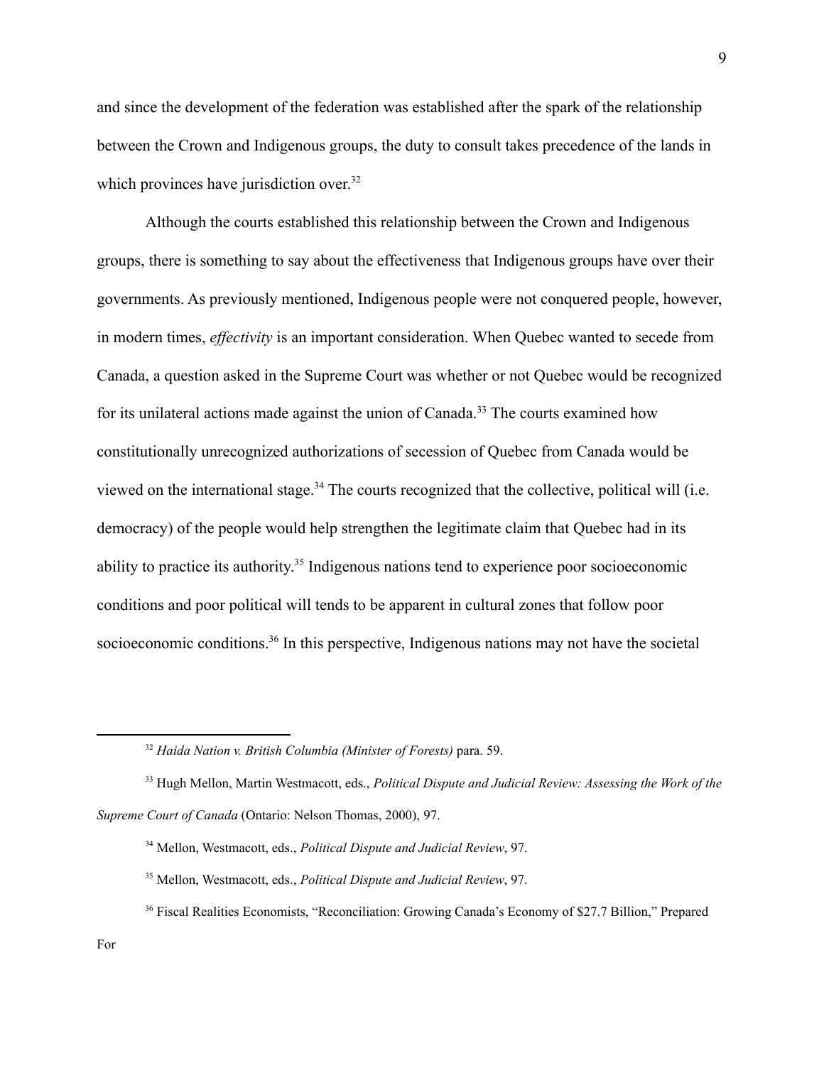and since the development of the federation was established after the spark of the relationship between the Crown and Indigenous groups, the duty to consult takes precedence of the lands in which provinces have jurisdiction over.[32]

Although the courts established this relationship between the Crown and Indigenous groups, there is something to say about the effectiveness that Indigenous groups have over their governments. As previously mentioned, Indigenous people were not conquered people, however, in modern times, *effectivity* is an important consideration. When Quebec wanted to secede from Canada, a question asked in the Supreme Court was whether or not Quebec would be recognized for its unilateral actions made against the union of Canada.[33] The courts examined how constitutionally unrecognized authorizations of secession of Quebec from Canada would be viewed on the international stage.[34] The courts recognized that the collective, political will (i.e. democracy) of the people would help strengthen the legitimate claim that Quebec had in its ability to practice its authority.[35] Indigenous nations tend to experience poor socioeconomic conditions and poor political will tends to be apparent in cultural zones that follow poor socioeconomic conditions.[36] In this perspective, Indigenous nations may not have the societal

---

[32] *Haida Nation v. British Columbia (Minister of Forests)* para. 59.

[33] Hugh Mellon, Martin Westmacott, eds., *Political Dispute and Judicial Review: Assessing the Work of the Supreme Court of Canada* (Ontario: Nelson Thomas, 2000), 97.

[34] Mellon, Westmacott, eds., *Political Dispute and Judicial Review*, 97.

[35] Mellon, Westmacott, eds., *Political Dispute and Judicial Review*, 97.

[36] Fiscal Realities Economists, "Reconciliation: Growing Canada's Economy of $27.7 Billion," Prepared For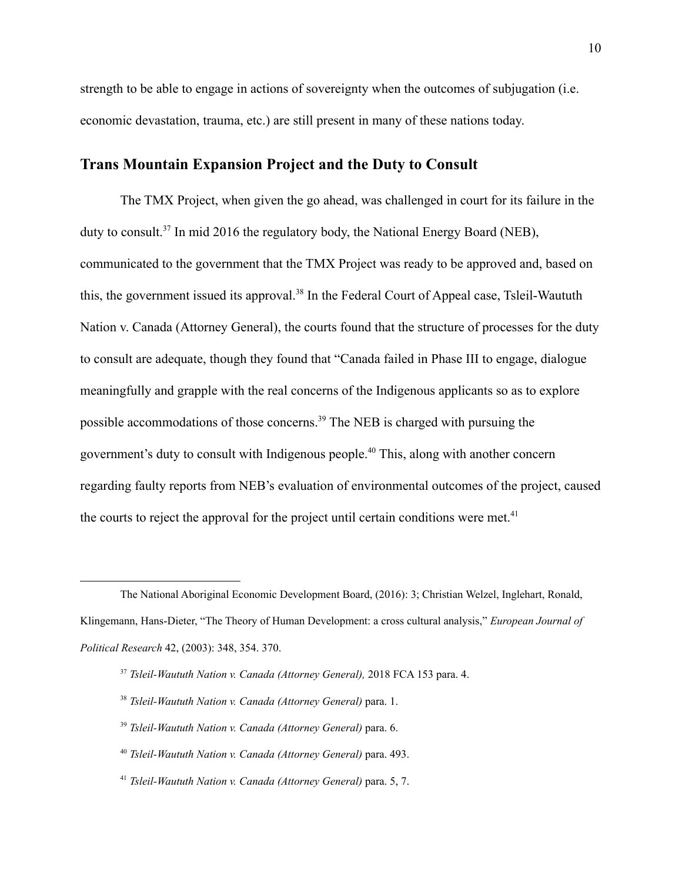strength to be able to engage in actions of sovereignty when the outcomes of subjugation (i.e. economic devastation, trauma, etc.) are still present in many of these nations today.

## Trans Mountain Expansion Project and the Duty to Consult

The TMX Project, when given the go ahead, was challenged in court for its failure in the duty to consult.[37] In mid 2016 the regulatory body, the National Energy Board (NEB), communicated to the government that the TMX Project was ready to be approved and, based on this, the government issued its approval.[38] In the Federal Court of Appeal case, Tsleil-Waututh Nation v. Canada (Attorney General), the courts found that the structure of processes for the duty to consult are adequate, though they found that "Canada failed in Phase III to engage, dialogue meaningfully and grapple with the real concerns of the Indigenous applicants so as to explore possible accommodations of those concerns.[39] The NEB is charged with pursuing the government's duty to consult with Indigenous people.[40] This, along with another concern regarding faulty reports from NEB's evaluation of environmental outcomes of the project, caused the courts to reject the approval for the project until certain conditions were met.[41]

---

The National Aboriginal Economic Development Board, (2016): 3; Christian Welzel, Inglehart, Ronald, Klingemann, Hans-Dieter, "The Theory of Human Development: a cross cultural analysis," *European Journal of Political Research* 42, (2003): 348, 354. 370.

[37] *Tsleil-Waututh Nation v. Canada (Attorney General),* 2018 FCA 153 para. 4.

[38] *Tsleil-Waututh Nation v. Canada (Attorney General)* para. 1.

[39] *Tsleil-Waututh Nation v. Canada (Attorney General)* para. 6.

[40] *Tsleil-Waututh Nation v. Canada (Attorney General)* para. 493.

[41] *Tsleil-Waututh Nation v. Canada (Attorney General)* para. 5, 7.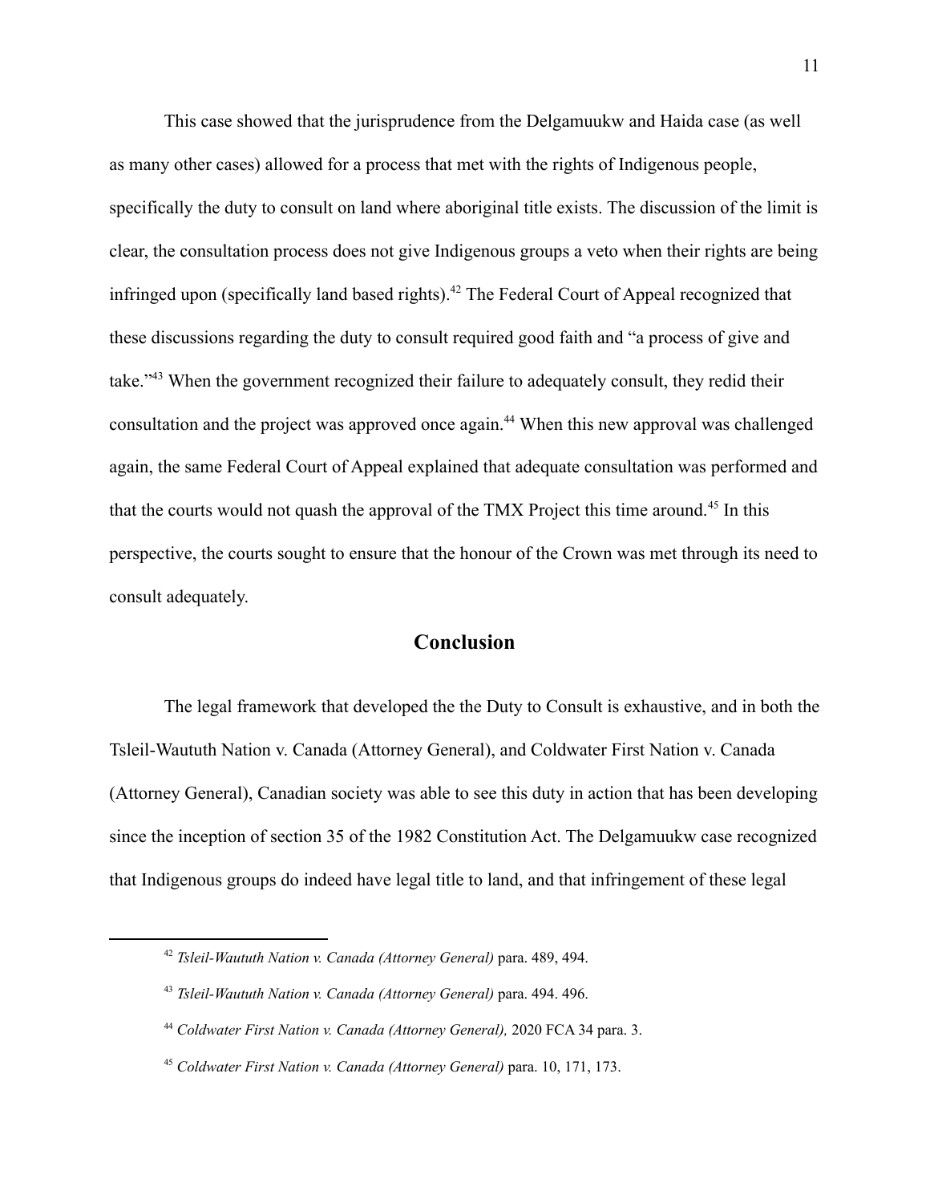This case showed that the jurisprudence from the Delgamuukw and Haida case (as well as many other cases) allowed for a process that met with the rights of Indigenous people, specifically the duty to consult on land where aboriginal title exists. The discussion of the limit is clear, the consultation process does not give Indigenous groups a veto when their rights are being infringed upon (specifically land based rights).[42] The Federal Court of Appeal recognized that these discussions regarding the duty to consult required good faith and "a process of give and take."[43] When the government recognized their failure to adequately consult, they redid their consultation and the project was approved once again.[44] When this new approval was challenged again, the same Federal Court of Appeal explained that adequate consultation was performed and that the courts would not quash the approval of the TMX Project this time around.[45] In this perspective, the courts sought to ensure that the honour of the Crown was met through its need to consult adequately.

## Conclusion

The legal framework that developed the the Duty to Consult is exhaustive, and in both the Tsleil-Waututh Nation v. Canada (Attorney General), and Coldwater First Nation v. Canada (Attorney General), Canadian society was able to see this duty in action that has been developing since the inception of section 35 of the 1982 Constitution Act. The Delgamuukw case recognized that Indigenous groups do indeed have legal title to land, and that infringement of these legal

---

[42] *Tsleil-Waututh Nation v. Canada (Attorney General)* para. 489, 494.

[43] *Tsleil-Waututh Nation v. Canada (Attorney General)* para. 494. 496.

[44] *Coldwater First Nation v. Canada (Attorney General),* 2020 FCA 34 para. 3.

[45] *Coldwater First Nation v. Canada (Attorney General)* para. 10, 171, 173.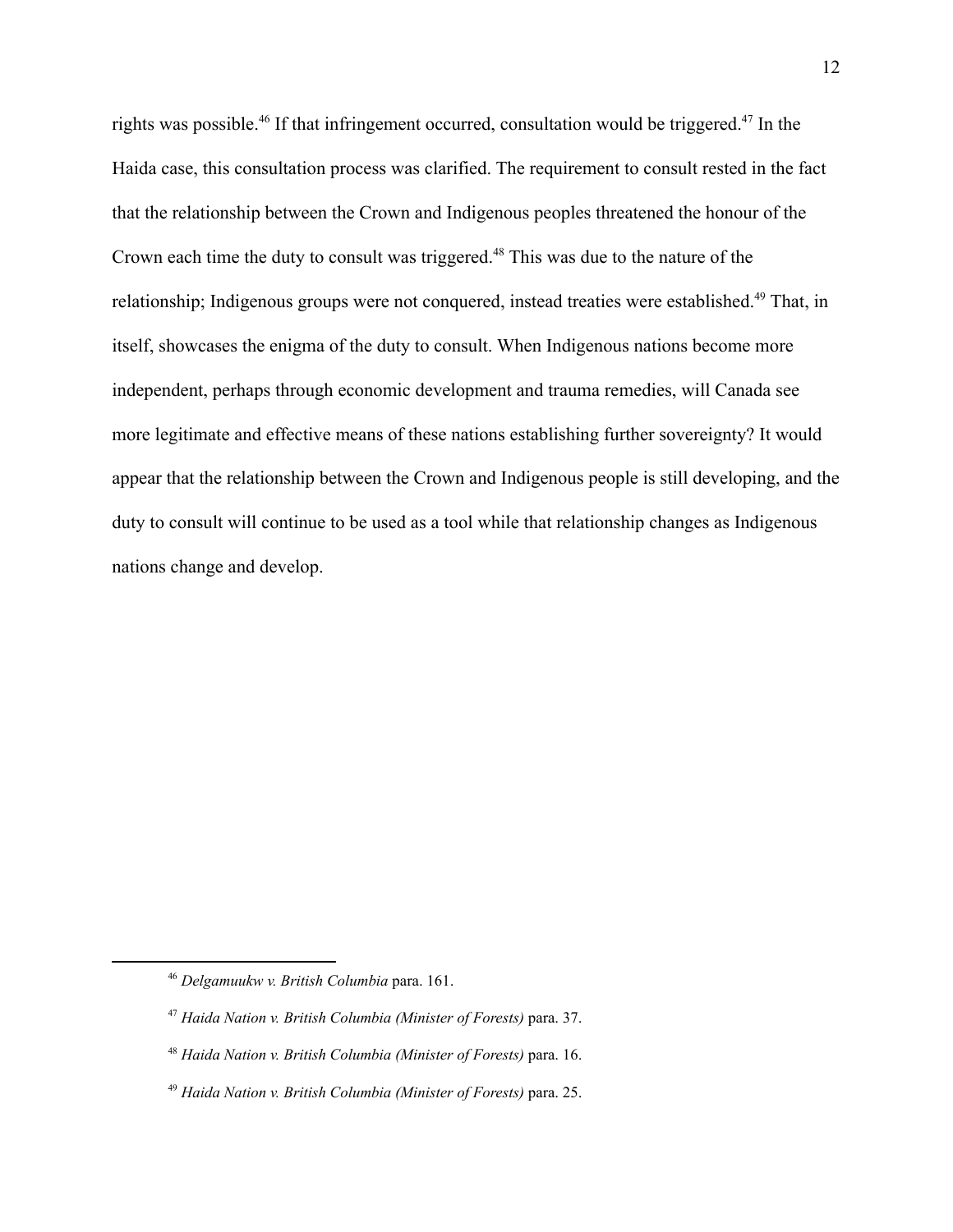rights was possible.[46] If that infringement occurred, consultation would be triggered.[47] In the Haida case, this consultation process was clarified. The requirement to consult rested in the fact that the relationship between the Crown and Indigenous peoples threatened the honour of the Crown each time the duty to consult was triggered.[48] This was due to the nature of the relationship; Indigenous groups were not conquered, instead treaties were established.[49] That, in itself, showcases the enigma of the duty to consult. When Indigenous nations become more independent, perhaps through economic development and trauma remedies, will Canada see more legitimate and effective means of these nations establishing further sovereignty? It would appear that the relationship between the Crown and Indigenous people is still developing, and the duty to consult will continue to be used as a tool while that relationship changes as Indigenous nations change and develop.

---

[46] *Delgamuukw v. British Columbia* para. 161.

[47] *Haida Nation v. British Columbia (Minister of Forests)* para. 37.

[48] *Haida Nation v. British Columbia (Minister of Forests)* para. 16.

[49] *Haida Nation v. British Columbia (Minister of Forests)* para. 25.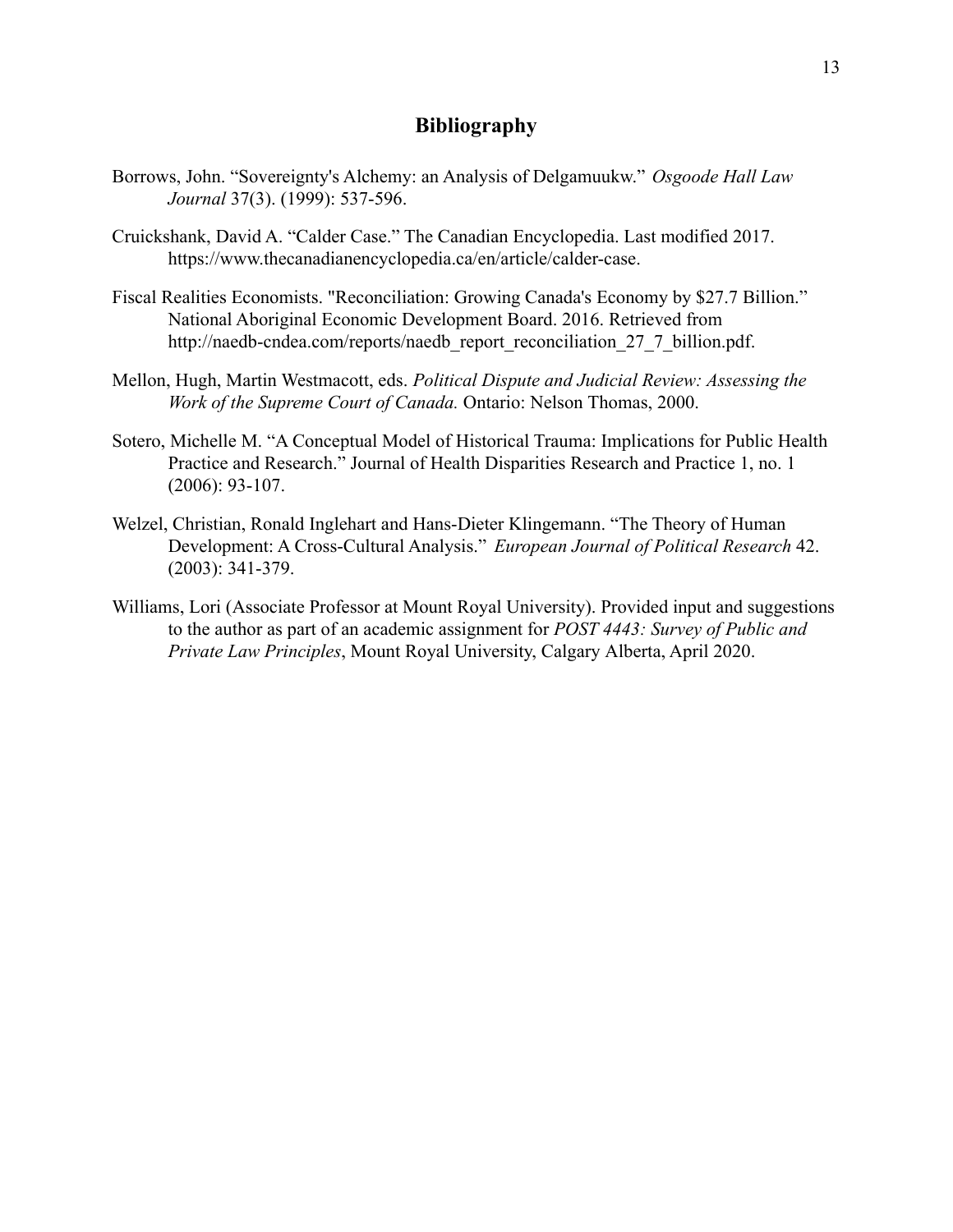## Bibliography

Borrows, John. "Sovereignty's Alchemy: an Analysis of Delgamuukw." *Osgoode Hall Law Journal* 37(3). (1999): 537-596.

Cruickshank, David A. "Calder Case." The Canadian Encyclopedia. Last modified 2017. https://www.thecanadianencyclopedia.ca/en/article/calder-case.

Fiscal Realities Economists. "Reconciliation: Growing Canada's Economy by $27.7 Billion." National Aboriginal Economic Development Board. 2016. Retrieved from http://naedb-cndea.com/reports/naedb_report_reconciliation_27_7_billion.pdf.

Mellon, Hugh, Martin Westmacott, eds. *Political Dispute and Judicial Review: Assessing the Work of the Supreme Court of Canada.* Ontario: Nelson Thomas, 2000.

Sotero, Michelle M. "A Conceptual Model of Historical Trauma: Implications for Public Health Practice and Research." Journal of Health Disparities Research and Practice 1, no. 1 (2006): 93-107.

Welzel, Christian, Ronald Inglehart and Hans-Dieter Klingemann. "The Theory of Human Development: A Cross-Cultural Analysis." *European Journal of Political Research* 42. (2003): 341-379.

Williams, Lori (Associate Professor at Mount Royal University). Provided input and suggestions to the author as part of an academic assignment for *POST 4443: Survey of Public and Private Law Principles*, Mount Royal University, Calgary Alberta, April 2020.